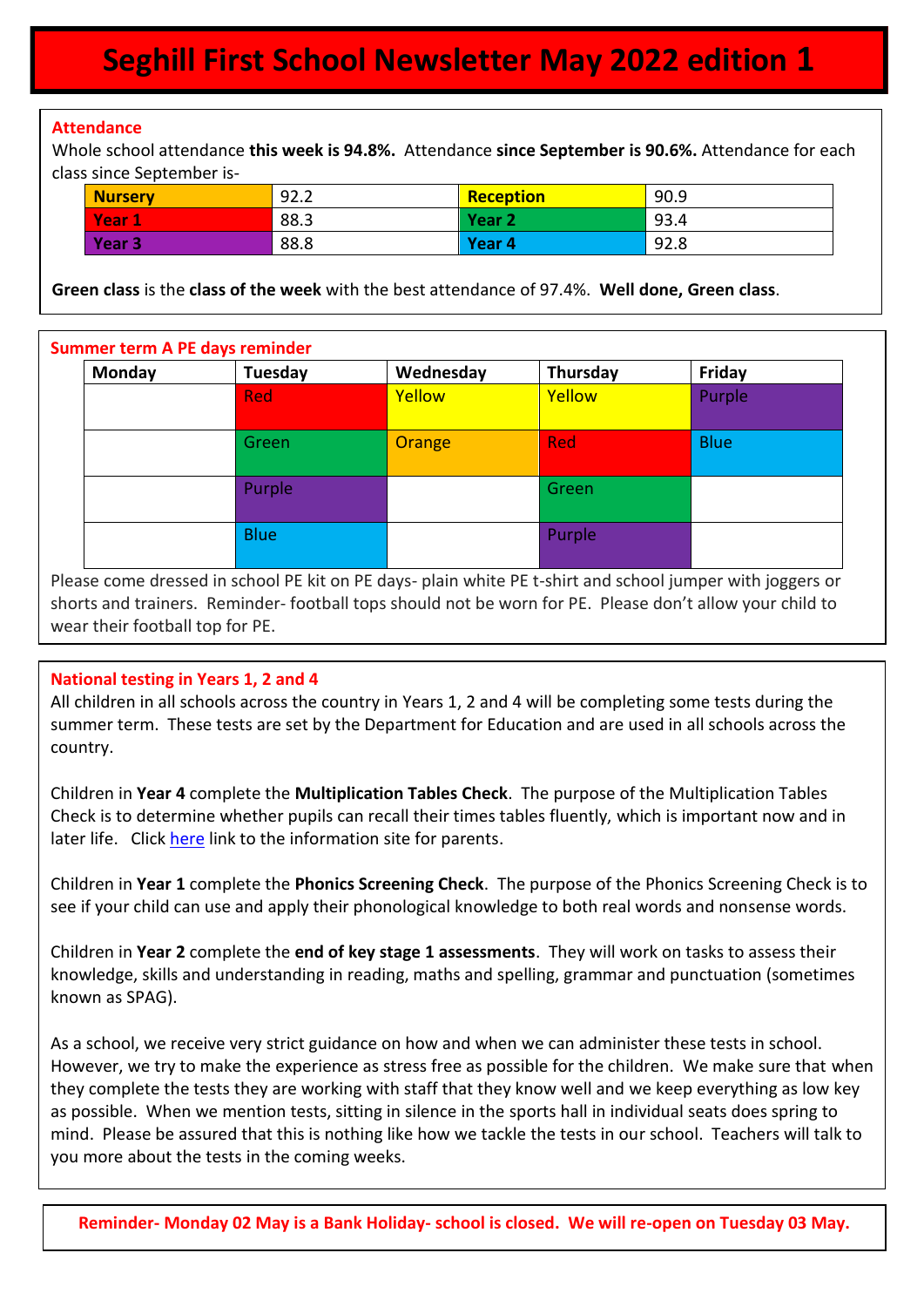# Seghill First School Newsletter May 2022 edition 1

## Attendance

Whole school attendance **this week is 94.8%.** Attendance **since September is 90.6%.** Attendance for each class since September is-

| **Nursery** | 92.2 | **Reception** | 90.9 |
|---|---|---|---|
| **Year 1** | 88.3 | **Year 2** | 93.4 |
| **Year 3** | 88.8 | **Year 4** | 92.8 |

**Green class** is the **class of the week** with the best attendance of 97.4%. **Well done, Green class**.

## Summer term A PE days reminder

| Monday | Tuesday | Wednesday | Thursday | Friday |
|---|---|---|---|---|
| | Red | Yellow | Yellow | Purple |
| | Green | Orange | Red | Blue |
| | Purple | | Green | |
| | Blue | | Purple | |

Please come dressed in school PE kit on PE days- plain white PE t-shirt and school jumper with joggers or shorts and trainers. Reminder- football tops should not be worn for PE. Please don't allow your child to wear their football top for PE.

## National testing in Years 1, 2 and 4

All children in all schools across the country in Years 1, 2 and 4 will be completing some tests during the summer term. These tests are set by the Department for Education and are used in all schools across the country.

Children in **Year 4** complete the **Multiplication Tables Check**. The purpose of the Multiplication Tables Check is to determine whether pupils can recall their times tables fluently, which is important now and in later life. Click here link to the information site for parents.

Children in **Year 1** complete the **Phonics Screening Check**. The purpose of the Phonics Screening Check is to see if your child can use and apply their phonological knowledge to both real words and nonsense words.

Children in **Year 2** complete the **end of key stage 1 assessments**. They will work on tasks to assess their knowledge, skills and understanding in reading, maths and spelling, grammar and punctuation (sometimes known as SPAG).

As a school, we receive very strict guidance on how and when we can administer these tests in school. However, we try to make the experience as stress free as possible for the children. We make sure that when they complete the tests they are working with staff that they know well and we keep everything as low key as possible. When we mention tests, sitting in silence in the sports hall in individual seats does spring to mind. Please be assured that this is nothing like how we tackle the tests in our school. Teachers will talk to you more about the tests in the coming weeks.

**Reminder- Monday 02 May is a Bank Holiday- school is closed. We will re-open on Tuesday 03 May.**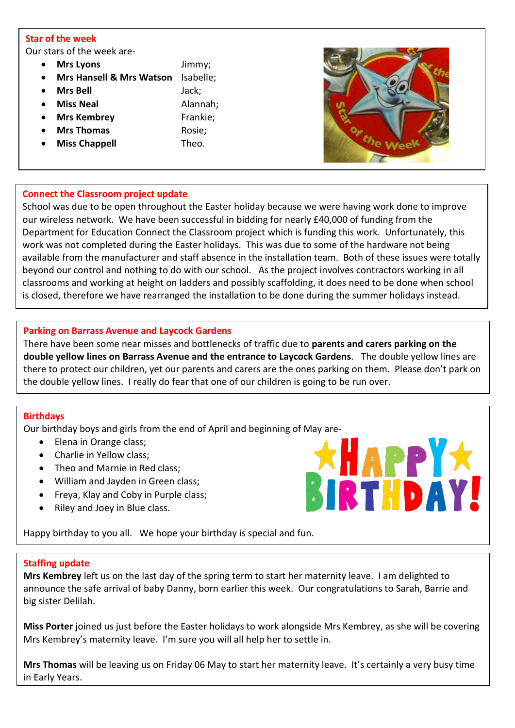## Star of the week

Our stars of the week are-

- **Mrs Lyons** Jimmy;
- **Mrs Hansell & Mrs Watson** Isabelle;
- **Mrs Bell** Jack;
- **Miss Neal** Alannah;
- **Mrs Kembrey** Frankie;
- **Mrs Thomas** Rosie;
- **Miss Chappell** Theo.

## Connect the Classroom project update

School was due to be open throughout the Easter holiday because we were having work done to improve our wireless network. We have been successful in bidding for nearly £40,000 of funding from the Department for Education Connect the Classroom project which is funding this work. Unfortunately, this work was not completed during the Easter holidays. This was due to some of the hardware not being available from the manufacturer and staff absence in the installation team. Both of these issues were totally beyond our control and nothing to do with our school. As the project involves contractors working in all classrooms and working at height on ladders and possibly scaffolding, it does need to be done when school is closed, therefore we have rearranged the installation to be done during the summer holidays instead.

## Parking on Barrass Avenue and Laycock Gardens

There have been some near misses and bottlenecks of traffic due to **parents and carers parking on the double yellow lines on Barrass Avenue and the entrance to Laycock Gardens**. The double yellow lines are there to protect our children, yet our parents and carers are the ones parking on them. Please don't park on the double yellow lines. I really do fear that one of our children is going to be run over.

## Birthdays

Our birthday boys and girls from the end of April and beginning of May are-

- Elena in Orange class;
- Charlie in Yellow class;
- Theo and Marnie in Red class;
- William and Jayden in Green class;
- Freya, Klay and Coby in Purple class;
- Riley and Joey in Blue class.

Happy birthday to you all. We hope your birthday is special and fun.

## Staffing update

**Mrs Kembrey** left us on the last day of the spring term to start her maternity leave. I am delighted to announce the safe arrival of baby Danny, born earlier this week. Our congratulations to Sarah, Barrie and big sister Delilah.

**Miss Porter** joined us just before the Easter holidays to work alongside Mrs Kembrey, as she will be covering Mrs Kembrey's maternity leave. I'm sure you will all help her to settle in.

**Mrs Thomas** will be leaving us on Friday 06 May to start her maternity leave. It's certainly a very busy time in Early Years.